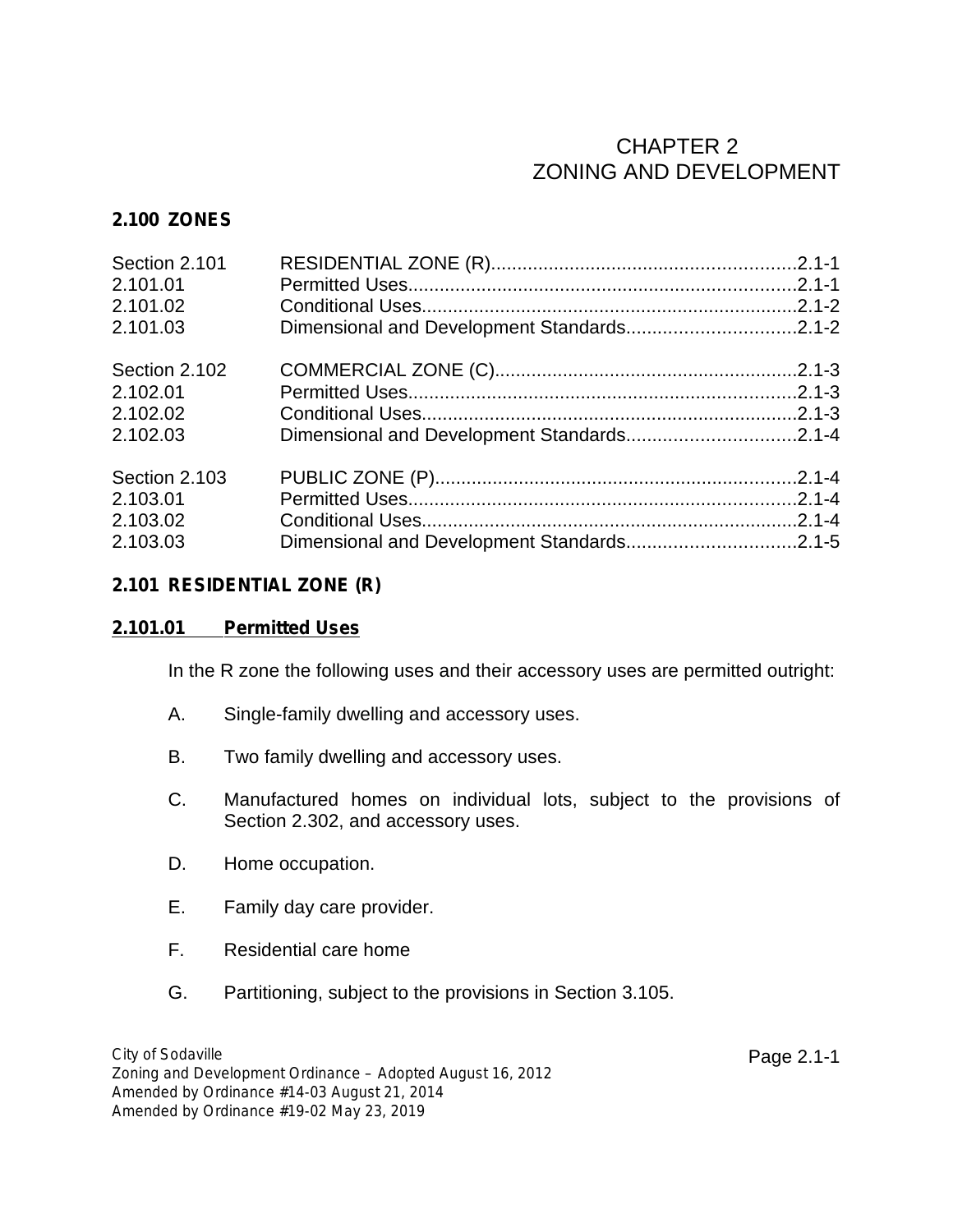# CHAPTER 2
# ZONING AND DEVELOPMENT

## 2.100 ZONES

| | | |
|---|---|---|
| Section 2.101 | RESIDENTIAL ZONE (R) | 2.1-1 |
| 2.101.01 | Permitted Uses | 2.1-1 |
| 2.101.02 | Conditional Uses | 2.1-2 |
| 2.101.03 | Dimensional and Development Standards | 2.1-2 |
| Section 2.102 | COMMERCIAL ZONE (C) | 2.1-3 |
| 2.102.01 | Permitted Uses | 2.1-3 |
| 2.102.02 | Conditional Uses | 2.1-3 |
| 2.102.03 | Dimensional and Development Standards | 2.1-4 |
| Section 2.103 | PUBLIC ZONE (P) | 2.1-4 |
| 2.103.01 | Permitted Uses | 2.1-4 |
| 2.103.02 | Conditional Uses | 2.1-4 |
| 2.103.03 | Dimensional and Development Standards | 2.1-5 |

## 2.101 RESIDENTIAL ZONE (R)

### 2.101.01 Permitted Uses

In the R zone the following uses and their accessory uses are permitted outright:

A. Single-family dwelling and accessory uses.

B. Two family dwelling and accessory uses.

C. Manufactured homes on individual lots, subject to the provisions of Section 2.302, and accessory uses.

D. Home occupation.

E. Family day care provider.

F. Residential care home

G. Partitioning, subject to the provisions in Section 3.105.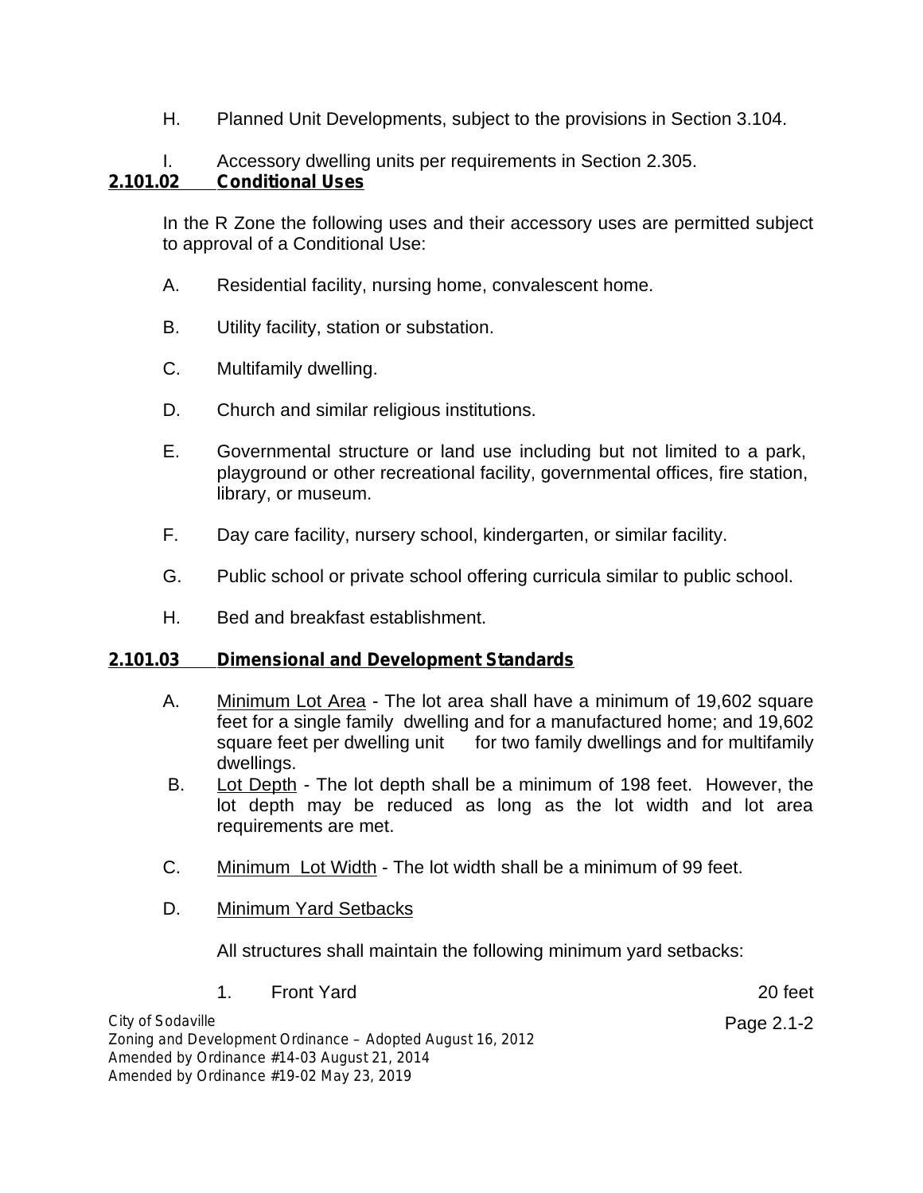H. Planned Unit Developments, subject to the provisions in Section 3.104.

I. Accessory dwelling units per requirements in Section 2.305.

**2.101.02 Conditional Uses**

In the R Zone the following uses and their accessory uses are permitted subject to approval of a Conditional Use:

A. Residential facility, nursing home, convalescent home.

B. Utility facility, station or substation.

C. Multifamily dwelling.

D. Church and similar religious institutions.

E. Governmental structure or land use including but not limited to a park, playground or other recreational facility, governmental offices, fire station, library, or museum.

F. Day care facility, nursery school, kindergarten, or similar facility.

G. Public school or private school offering curricula similar to public school.

H. Bed and breakfast establishment.

**2.101.03 Dimensional and Development Standards**

A. Minimum Lot Area - The lot area shall have a minimum of 19,602 square feet for a single family dwelling and for a manufactured home; and 19,602 square feet per dwelling unit for two family dwellings and for multifamily dwellings.

B. Lot Depth - The lot depth shall be a minimum of 198 feet. However, the lot depth may be reduced as long as the lot width and lot area requirements are met.

C. Minimum Lot Width - The lot width shall be a minimum of 99 feet.

D. Minimum Yard Setbacks

All structures shall maintain the following minimum yard setbacks:

1. Front Yard 20 feet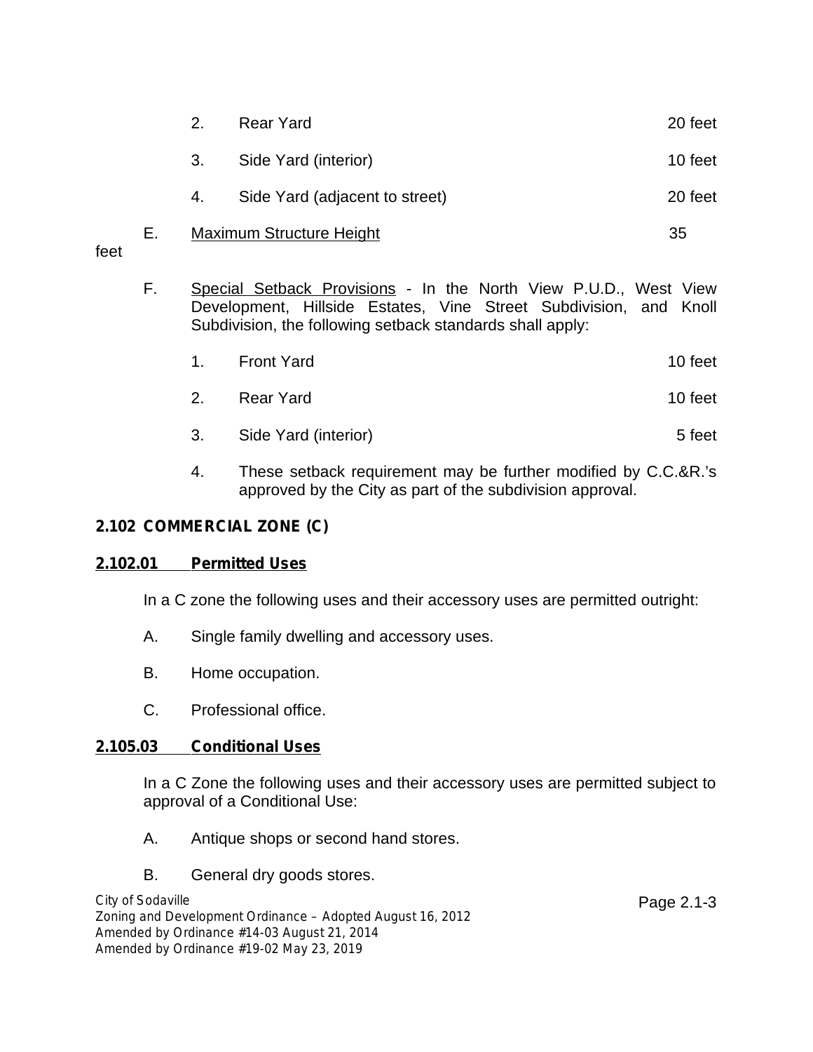2. Rear Yard 20 feet

3. Side Yard (interior) 10 feet

4. Side Yard (adjacent to street) 20 feet

E. Maximum Structure Height 35 feet

F. Special Setback Provisions - In the North View P.U.D., West View Development, Hillside Estates, Vine Street Subdivision, and Knoll Subdivision, the following setback standards shall apply:

1. Front Yard 10 feet

2. Rear Yard 10 feet

3. Side Yard (interior) 5 feet

4. These setback requirement may be further modified by C.C.&R.'s approved by the City as part of the subdivision approval.

## 2.102 COMMERCIAL ZONE (C)

### 2.102.01 Permitted Uses

In a C zone the following uses and their accessory uses are permitted outright:

A. Single family dwelling and accessory uses.

B. Home occupation.

C. Professional office.

### 2.105.03 Conditional Uses

In a C Zone the following uses and their accessory uses are permitted subject to approval of a Conditional Use:

A. Antique shops or second hand stores.

B. General dry goods stores.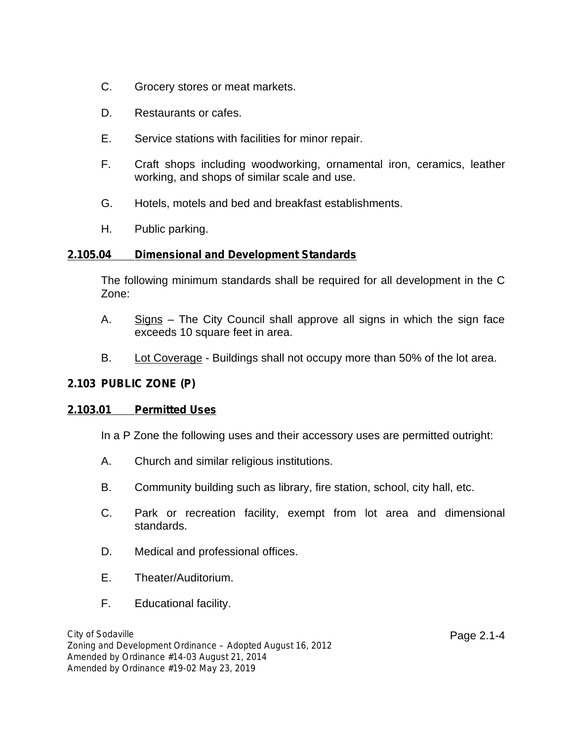C. Grocery stores or meat markets.

D. Restaurants or cafes.

E. Service stations with facilities for minor repair.

F. Craft shops including woodworking, ornamental iron, ceramics, leather working, and shops of similar scale and use.

G. Hotels, motels and bed and breakfast establishments.

H. Public parking.

### 2.105.04 Dimensional and Development Standards

The following minimum standards shall be required for all development in the C Zone:

A. Signs – The City Council shall approve all signs in which the sign face exceeds 10 square feet in area.

B. Lot Coverage - Buildings shall not occupy more than 50% of the lot area.

## 2.103 PUBLIC ZONE (P)

### 2.103.01 Permitted Uses

In a P Zone the following uses and their accessory uses are permitted outright:

A. Church and similar religious institutions.

B. Community building such as library, fire station, school, city hall, etc.

C. Park or recreation facility, exempt from lot area and dimensional standards.

D. Medical and professional offices.

E. Theater/Auditorium.

F. Educational facility.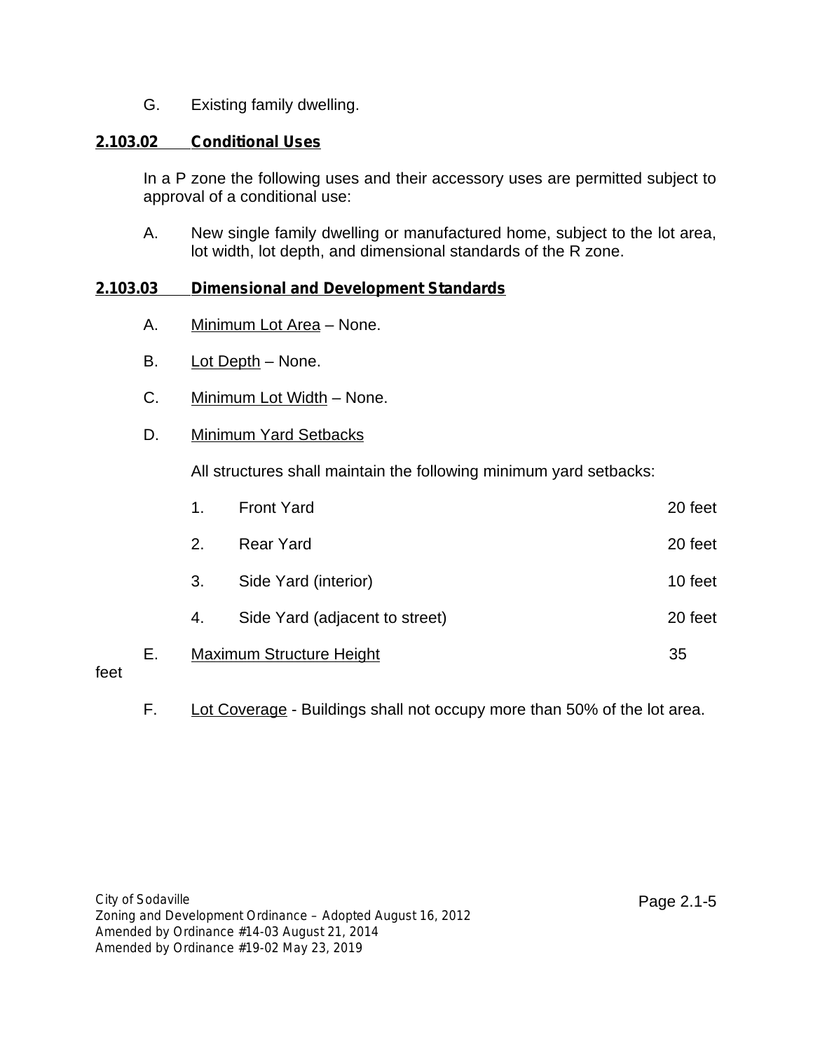G. Existing family dwelling.

### 2.103.02 Conditional Uses

In a P zone the following uses and their accessory uses are permitted subject to approval of a conditional use:

A. New single family dwelling or manufactured home, subject to the lot area, lot width, lot depth, and dimensional standards of the R zone.

### 2.103.03 Dimensional and Development Standards

A. Minimum Lot Area – None.

B. Lot Depth – None.

C. Minimum Lot Width – None.

D. Minimum Yard Setbacks

All structures shall maintain the following minimum yard setbacks:

| | | |
|---|---|---|
| 1. | Front Yard | 20 feet |
| 2. | Rear Yard | 20 feet |
| 3. | Side Yard (interior) | 10 feet |
| 4. | Side Yard (adjacent to street) | 20 feet |

E. Maximum Structure Height 35 feet

F. Lot Coverage - Buildings shall not occupy more than 50% of the lot area.